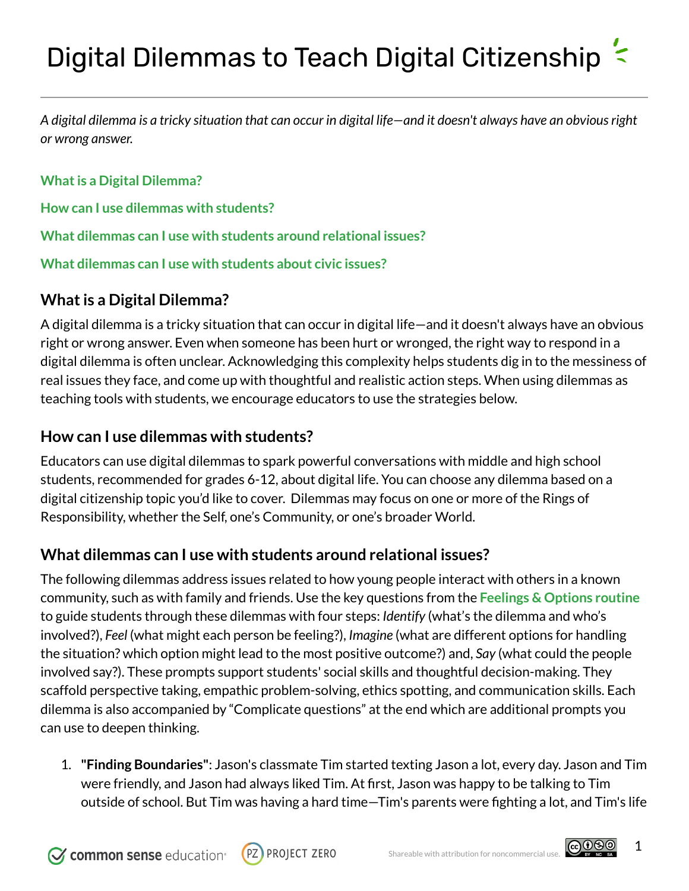# Digital Dilemmas to Teach Digital Citizenship

*A digital dilemma is a tricky situation that can occur in digital life—and it doesn't always have an obvious right or wrong answer.*

**What is a Digital Dilemma?**

**How can I use dilemmas with students?**

**What dilemmas can I use with students around relational issues?**

**What dilemmas can I use with students about civic issues?**

## What is a Digital Dilemma?

A digital dilemma is a tricky situation that can occur in digital life—and it doesn't always have an obvious right or wrong answer. Even when someone has been hurt or wronged, the right way to respond in a digital dilemma is often unclear. Acknowledging this complexity helps students dig in to the messiness of real issues they face, and come up with thoughtful and realistic action steps. When using dilemmas as teaching tools with students, we encourage educators to use the strategies below.

## How can I use dilemmas with students?

Educators can use digital dilemmas to spark powerful conversations with middle and high school students, recommended for grades 6-12, about digital life. You can choose any dilemma based on a digital citizenship topic you'd like to cover. Dilemmas may focus on one or more of the Rings of Responsibility, whether the Self, one's Community, or one's broader World.

## What dilemmas can I use with students around relational issues?

The following dilemmas address issues related to how young people interact with others in a known community, such as with family and friends. Use the key questions from the **Feelings & Options routine** to guide students through these dilemmas with four steps: *Identify* (what's the dilemma and who's involved?), *Feel* (what might each person be feeling?), *Imagine* (what are different options for handling the situation? which option might lead to the most positive outcome?) and, *Say* (what could the people involved say?). These prompts support students' social skills and thoughtful decision-making. They scaffold perspective taking, empathic problem-solving, ethics spotting, and communication skills. Each dilemma is also accompanied by "Complicate questions" at the end which are additional prompts you can use to deepen thinking.

1. **"Finding Boundaries"**: Jason's classmate Tim started texting Jason a lot, every day. Jason and Tim were friendly, and Jason had always liked Tim. At first, Jason was happy to be talking to Tim outside of school. But Tim was having a hard time—Tim's parents were fighting a lot, and Tim's life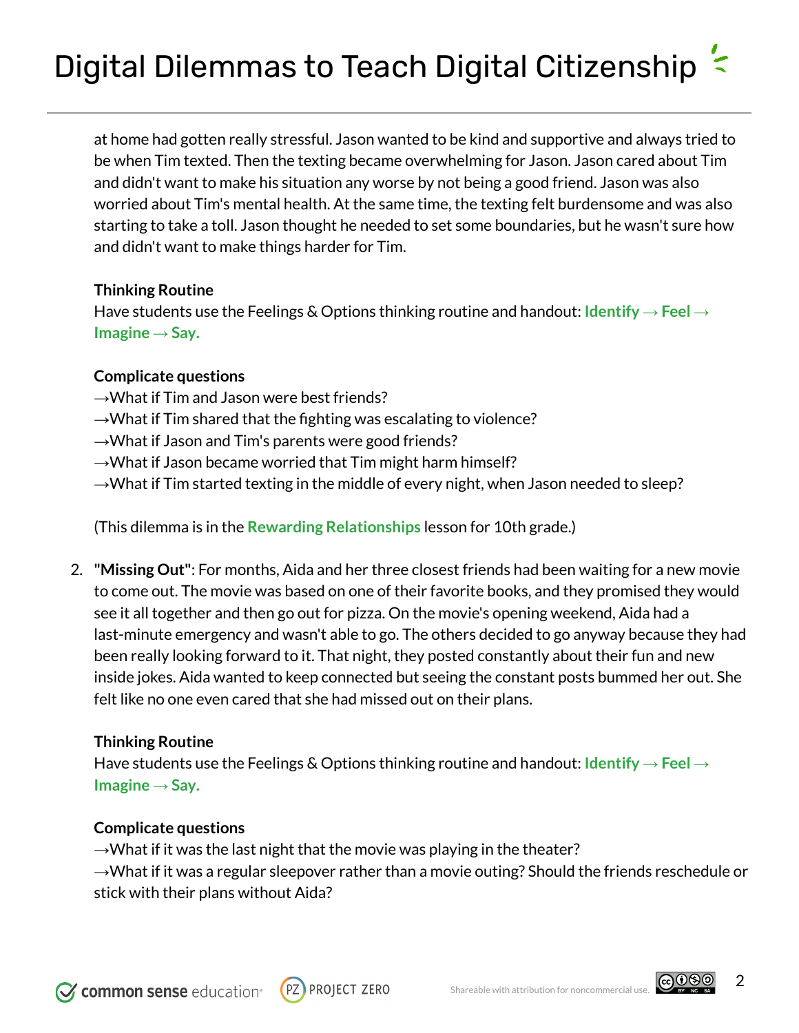at home had gotten really stressful. Jason wanted to be kind and supportive and always tried to be when Tim texted. Then the texting became overwhelming for Jason. Jason cared about Tim and didn't want to make his situation any worse by not being a good friend. Jason was also worried about Tim's mental health. At the same time, the texting felt burdensome and was also starting to take a toll. Jason thought he needed to set some boundaries, but he wasn't sure how and didn't want to make things harder for Tim.

**Thinking Routine**
Have students use the Feelings & Options thinking routine and handout: **Identify → Feel → Imagine → Say.**

**Complicate questions**
→What if Tim and Jason were best friends?
→What if Tim shared that the fighting was escalating to violence?
→What if Jason and Tim's parents were good friends?
→What if Jason became worried that Tim might harm himself?
→What if Tim started texting in the middle of every night, when Jason needed to sleep?

(This dilemma is in the **Rewarding Relationships** lesson for 10th grade.)

2. **"Missing Out"**: For months, Aida and her three closest friends had been waiting for a new movie to come out. The movie was based on one of their favorite books, and they promised they would see it all together and then go out for pizza. On the movie's opening weekend, Aida had a last-minute emergency and wasn't able to go. The others decided to go anyway because they had been really looking forward to it. That night, they posted constantly about their fun and new inside jokes. Aida wanted to keep connected but seeing the constant posts bummed her out. She felt like no one even cared that she had missed out on their plans.

   **Thinking Routine**
   Have students use the Feelings & Options thinking routine and handout: **Identify → Feel → Imagine → Say.**

   **Complicate questions**
   →What if it was the last night that the movie was playing in the theater?
   →What if it was a regular sleepover rather than a movie outing? Should the friends reschedule or stick with their plans without Aida?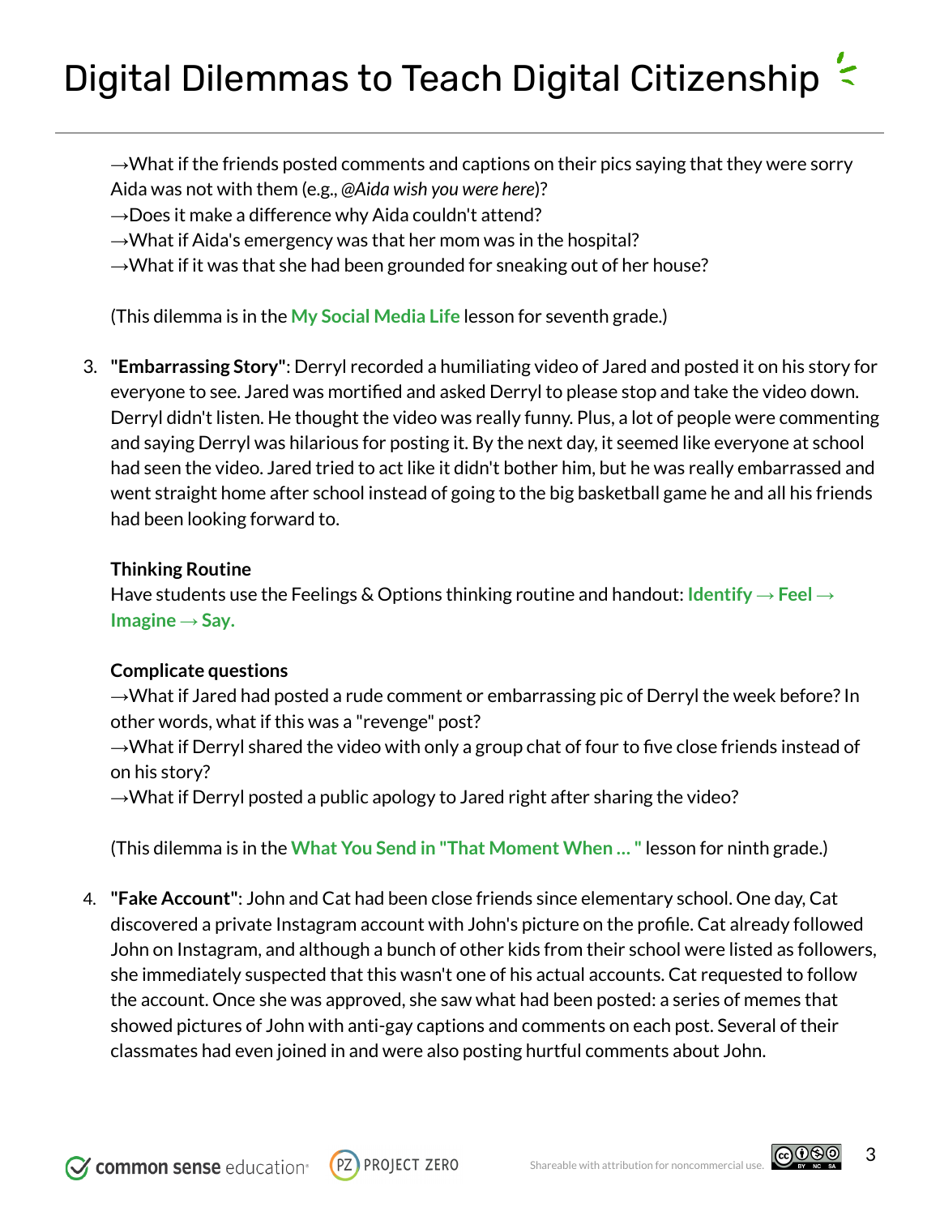→What if the friends posted comments and captions on their pics saying that they were sorry Aida was not with them (e.g., *@Aida wish you were here*)?
→Does it make a difference why Aida couldn't attend?
→What if Aida's emergency was that her mom was in the hospital?
→What if it was that she had been grounded for sneaking out of her house?

(This dilemma is in the **My Social Media Life** lesson for seventh grade.)

3. **"Embarrassing Story"**: Derryl recorded a humiliating video of Jared and posted it on his story for everyone to see. Jared was mortified and asked Derryl to please stop and take the video down. Derryl didn't listen. He thought the video was really funny. Plus, a lot of people were commenting and saying Derryl was hilarious for posting it. By the next day, it seemed like everyone at school had seen the video. Jared tried to act like it didn't bother him, but he was really embarrassed and went straight home after school instead of going to the big basketball game he and all his friends had been looking forward to.

   **Thinking Routine**
   Have students use the Feelings & Options thinking routine and handout: **Identify → Feel → Imagine → Say.**

   **Complicate questions**
   →What if Jared had posted a rude comment or embarrassing pic of Derryl the week before? In other words, what if this was a "revenge" post?
   →What if Derryl shared the video with only a group chat of four to five close friends instead of on his story?
   →What if Derryl posted a public apology to Jared right after sharing the video?

   (This dilemma is in the **What You Send in "That Moment When ... "** lesson for ninth grade.)

4. **"Fake Account"**: John and Cat had been close friends since elementary school. One day, Cat discovered a private Instagram account with John's picture on the profile. Cat already followed John on Instagram, and although a bunch of other kids from their school were listed as followers, she immediately suspected that this wasn't one of his actual accounts. Cat requested to follow the account. Once she was approved, she saw what had been posted: a series of memes that showed pictures of John with anti-gay captions and comments on each post. Several of their classmates had even joined in and were also posting hurtful comments about John.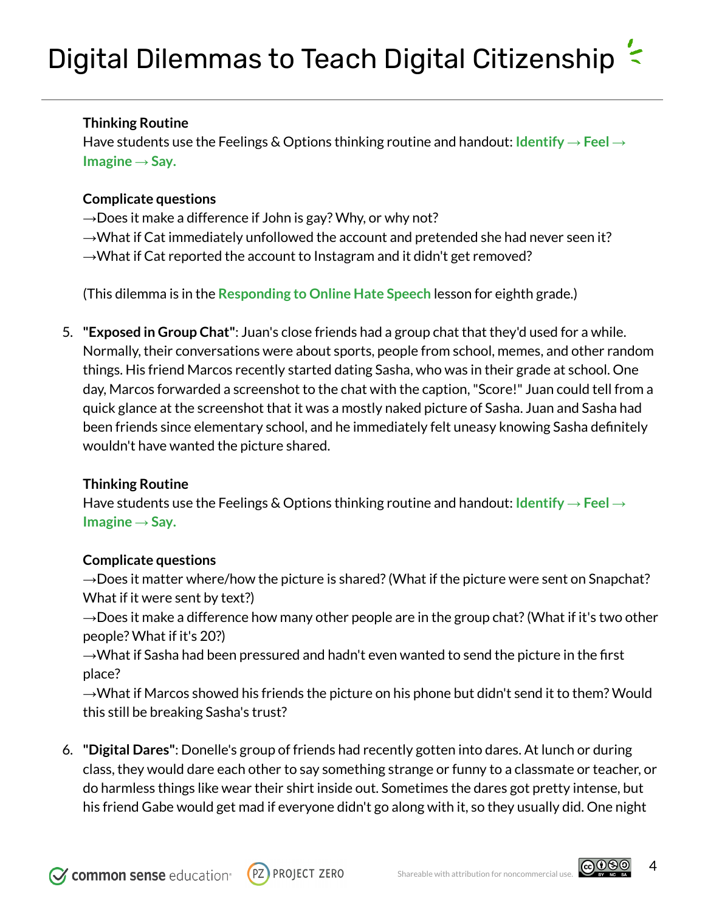**Thinking Routine**

Have students use the Feelings & Options thinking routine and handout: **Identify → Feel → Imagine → Say.**

**Complicate questions**

→Does it make a difference if John is gay? Why, or why not?

→What if Cat immediately unfollowed the account and pretended she had never seen it?

→What if Cat reported the account to Instagram and it didn't get removed?

(This dilemma is in the **Responding to Online Hate Speech** lesson for eighth grade.)

5. **"Exposed in Group Chat"**: Juan's close friends had a group chat that they'd used for a while. Normally, their conversations were about sports, people from school, memes, and other random things. His friend Marcos recently started dating Sasha, who was in their grade at school. One day, Marcos forwarded a screenshot to the chat with the caption, "Score!" Juan could tell from a quick glance at the screenshot that it was a mostly naked picture of Sasha. Juan and Sasha had been friends since elementary school, and he immediately felt uneasy knowing Sasha definitely wouldn't have wanted the picture shared.

   **Thinking Routine**

   Have students use the Feelings & Options thinking routine and handout: **Identify → Feel → Imagine → Say.**

   **Complicate questions**

   →Does it matter where/how the picture is shared? (What if the picture were sent on Snapchat? What if it were sent by text?)

   →Does it make a difference how many other people are in the group chat? (What if it's two other people? What if it's 20?)

   →What if Sasha had been pressured and hadn't even wanted to send the picture in the first place?

   →What if Marcos showed his friends the picture on his phone but didn't send it to them? Would this still be breaking Sasha's trust?

6. **"Digital Dares"**: Donelle's group of friends had recently gotten into dares. At lunch or during class, they would dare each other to say something strange or funny to a classmate or teacher, or do harmless things like wear their shirt inside out. Sometimes the dares got pretty intense, but his friend Gabe would get mad if everyone didn't go along with it, so they usually did. One night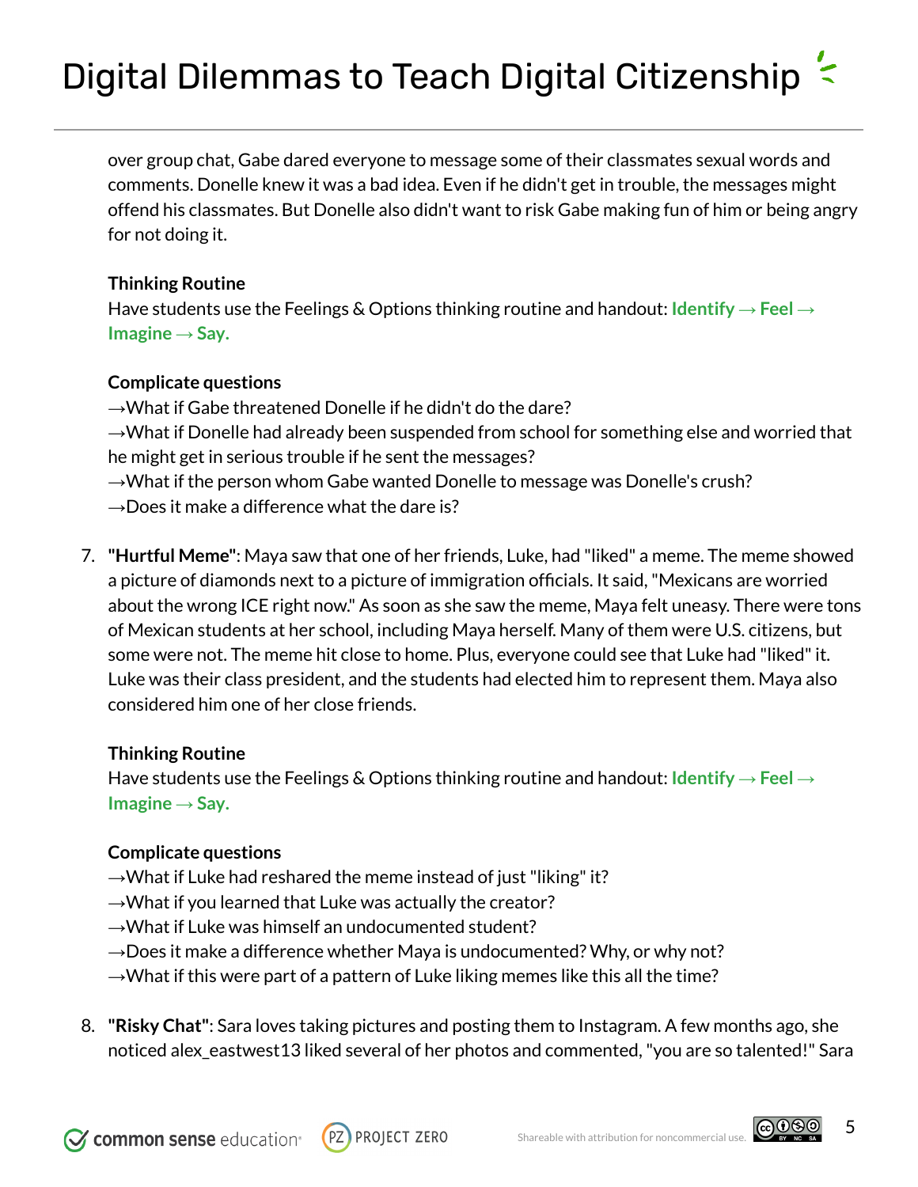over group chat, Gabe dared everyone to message some of their classmates sexual words and comments. Donelle knew it was a bad idea. Even if he didn't get in trouble, the messages might offend his classmates. But Donelle also didn't want to risk Gabe making fun of him or being angry for not doing it.

**Thinking Routine**
Have students use the Feelings & Options thinking routine and handout: **Identify → Feel → Imagine → Say.**

**Complicate questions**
→What if Gabe threatened Donelle if he didn't do the dare?
→What if Donelle had already been suspended from school for something else and worried that he might get in serious trouble if he sent the messages?
→What if the person whom Gabe wanted Donelle to message was Donelle's crush?
→Does it make a difference what the dare is?

7. **"Hurtful Meme"**: Maya saw that one of her friends, Luke, had "liked" a meme. The meme showed a picture of diamonds next to a picture of immigration officials. It said, "Mexicans are worried about the wrong ICE right now." As soon as she saw the meme, Maya felt uneasy. There were tons of Mexican students at her school, including Maya herself. Many of them were U.S. citizens, but some were not. The meme hit close to home. Plus, everyone could see that Luke had "liked" it. Luke was their class president, and the students had elected him to represent them. Maya also considered him one of her close friends.

   **Thinking Routine**
   Have students use the Feelings & Options thinking routine and handout: **Identify → Feel → Imagine → Say.**

   **Complicate questions**
   →What if Luke had reshared the meme instead of just "liking" it?
   →What if you learned that Luke was actually the creator?
   →What if Luke was himself an undocumented student?
   →Does it make a difference whether Maya is undocumented? Why, or why not?
   →What if this were part of a pattern of Luke liking memes like this all the time?

8. **"Risky Chat"**: Sara loves taking pictures and posting them to Instagram. A few months ago, she noticed alex_eastwest13 liked several of her photos and commented, "you are so talented!" Sara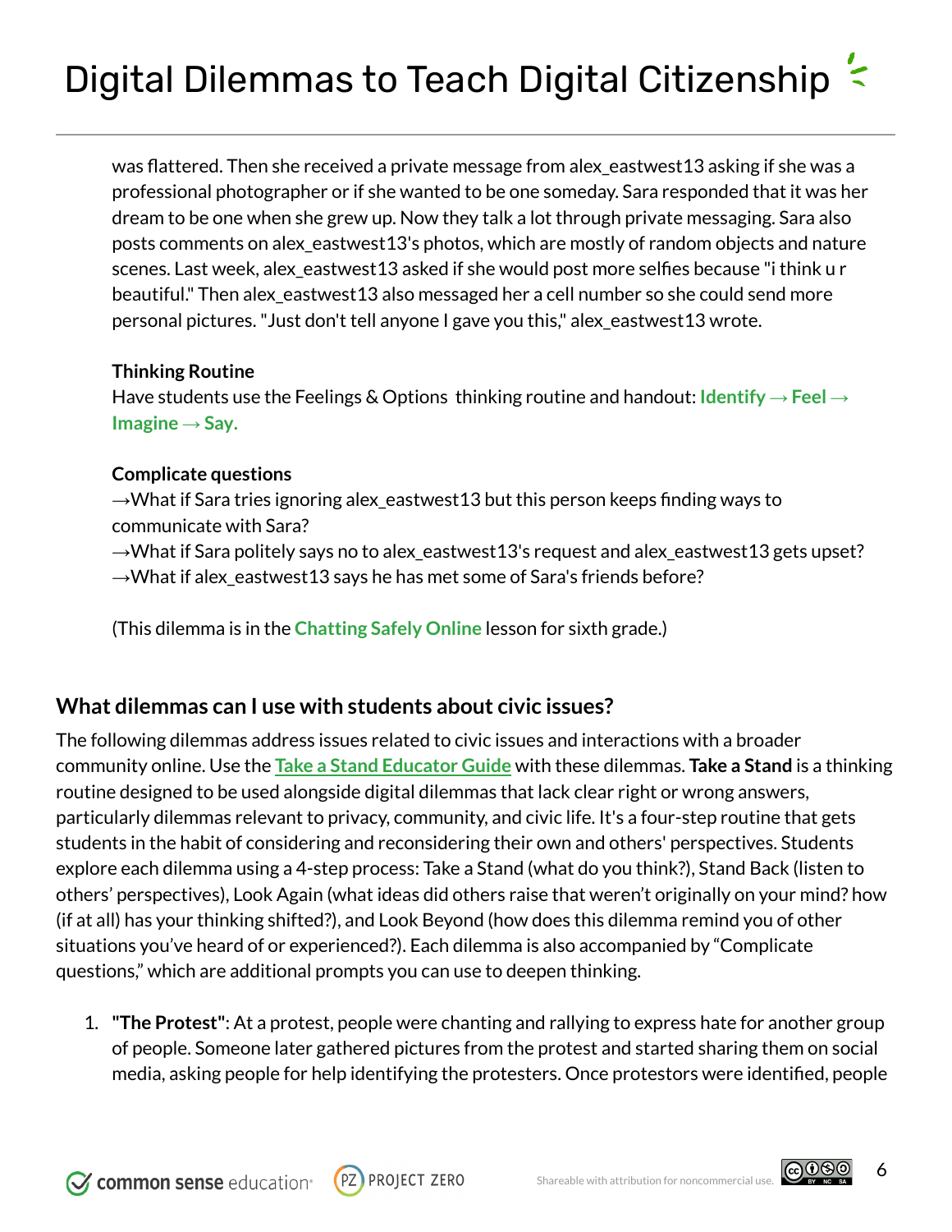was flattered. Then she received a private message from alex_eastwest13 asking if she was a professional photographer or if she wanted to be one someday. Sara responded that it was her dream to be one when she grew up. Now they talk a lot through private messaging. Sara also posts comments on alex_eastwest13's photos, which are mostly of random objects and nature scenes. Last week, alex_eastwest13 asked if she would post more selfies because "i think u r beautiful." Then alex_eastwest13 also messaged her a cell number so she could send more personal pictures. "Just don't tell anyone I gave you this," alex_eastwest13 wrote.

**Thinking Routine**
Have students use the Feelings & Options thinking routine and handout: **Identify → Feel → Imagine → Say.**

**Complicate questions**
→What if Sara tries ignoring alex_eastwest13 but this person keeps finding ways to communicate with Sara?
→What if Sara politely says no to alex_eastwest13's request and alex_eastwest13 gets upset?
→What if alex_eastwest13 says he has met some of Sara's friends before?

(This dilemma is in the **Chatting Safely Online** lesson for sixth grade.)

## What dilemmas can I use with students about civic issues?

The following dilemmas address issues related to civic issues and interactions with a broader community online. Use the **Take a Stand Educator Guide** with these dilemmas. **Take a Stand** is a thinking routine designed to be used alongside digital dilemmas that lack clear right or wrong answers, particularly dilemmas relevant to privacy, community, and civic life. It's a four-step routine that gets students in the habit of considering and reconsidering their own and others' perspectives. Students explore each dilemma using a 4-step process: Take a Stand (what do you think?), Stand Back (listen to others' perspectives), Look Again (what ideas did others raise that weren't originally on your mind? how (if at all) has your thinking shifted?), and Look Beyond (how does this dilemma remind you of other situations you've heard of or experienced?). Each dilemma is also accompanied by "Complicate questions," which are additional prompts you can use to deepen thinking.

1. **"The Protest"**: At a protest, people were chanting and rallying to express hate for another group of people. Someone later gathered pictures from the protest and started sharing them on social media, asking people for help identifying the protesters. Once protestors were identified, people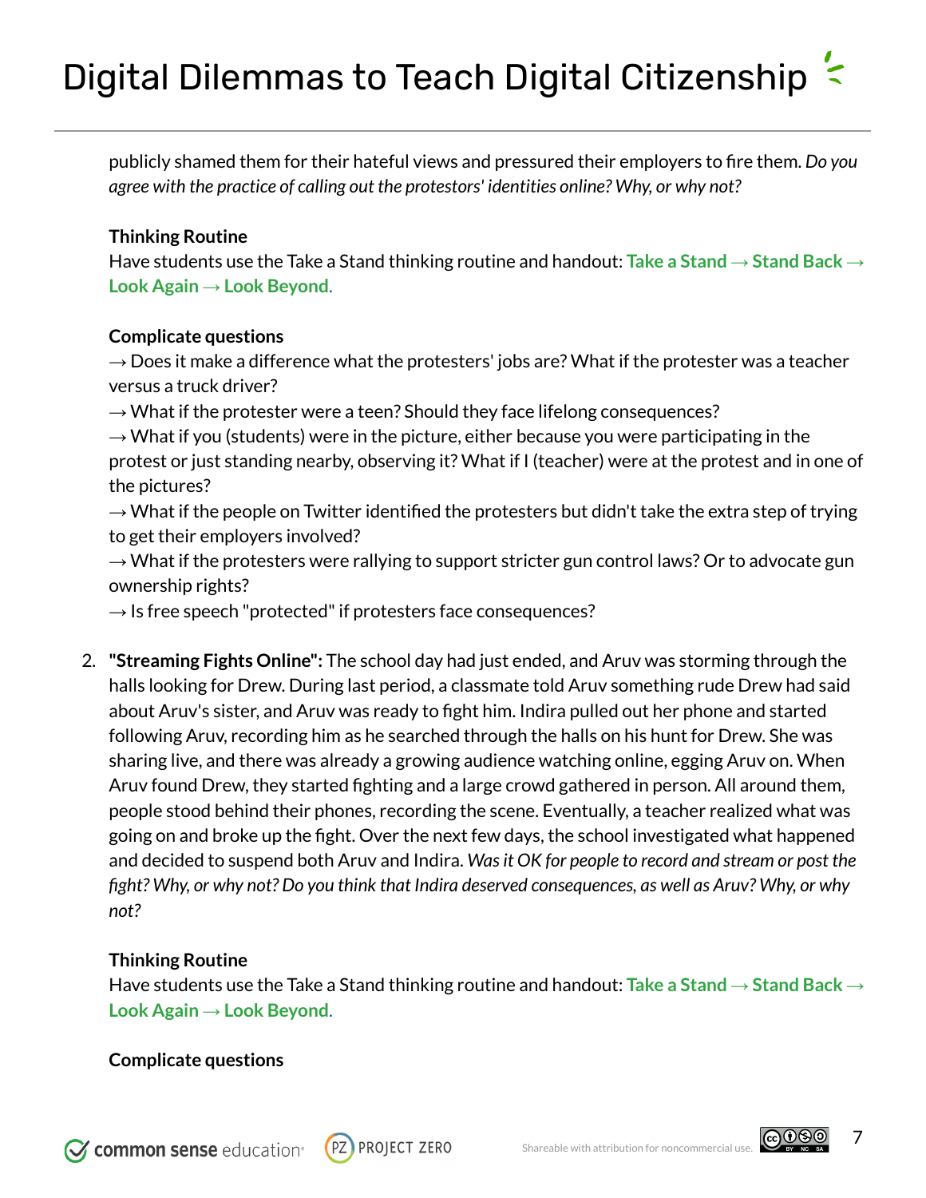publicly shamed them for their hateful views and pressured their employers to fire them. *Do you agree with the practice of calling out the protestors' identities online? Why, or why not?*

**Thinking Routine**

Have students use the Take a Stand thinking routine and handout: **Take a Stand → Stand Back → Look Again → Look Beyond**.

**Complicate questions**

→ Does it make a difference what the protesters' jobs are? What if the protester was a teacher versus a truck driver?

→ What if the protester were a teen? Should they face lifelong consequences?

→ What if you (students) were in the picture, either because you were participating in the protest or just standing nearby, observing it? What if I (teacher) were at the protest and in one of the pictures?

→ What if the people on Twitter identified the protesters but didn't take the extra step of trying to get their employers involved?

→ What if the protesters were rallying to support stricter gun control laws? Or to advocate gun ownership rights?

→ Is free speech "protected" if protesters face consequences?

2. **"Streaming Fights Online":** The school day had just ended, and Aruv was storming through the halls looking for Drew. During last period, a classmate told Aruv something rude Drew had said about Aruv's sister, and Aruv was ready to fight him. Indira pulled out her phone and started following Aruv, recording him as he searched through the halls on his hunt for Drew. She was sharing live, and there was already a growing audience watching online, egging Aruv on. When Aruv found Drew, they started fighting and a large crowd gathered in person. All around them, people stood behind their phones, recording the scene. Eventually, a teacher realized what was going on and broke up the fight. Over the next few days, the school investigated what happened and decided to suspend both Aruv and Indira. *Was it OK for people to record and stream or post the fight? Why, or why not? Do you think that Indira deserved consequences, as well as Aruv? Why, or why not?*

   **Thinking Routine**

   Have students use the Take a Stand thinking routine and handout: **Take a Stand → Stand Back → Look Again → Look Beyond**.

   **Complicate questions**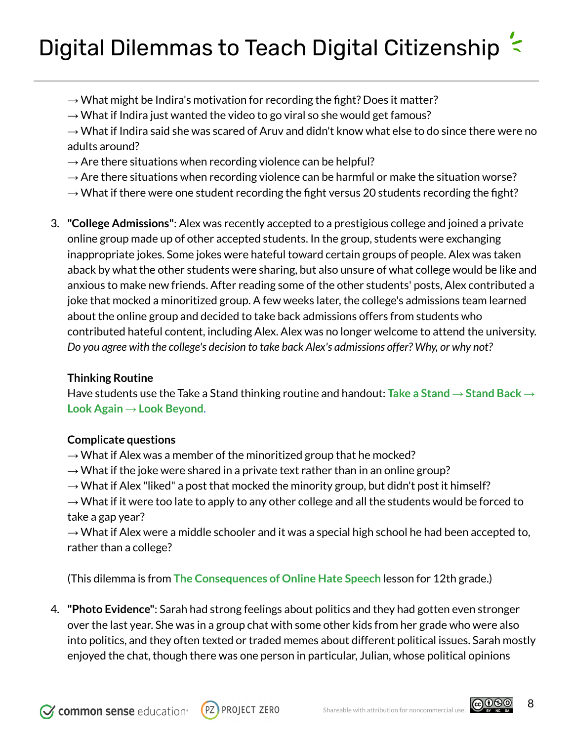→ What might be Indira's motivation for recording the fight? Does it matter?
→ What if Indira just wanted the video to go viral so she would get famous?
→ What if Indira said she was scared of Aruv and didn't know what else to do since there were no adults around?
→ Are there situations when recording violence can be helpful?
→ Are there situations when recording violence can be harmful or make the situation worse?
→ What if there were one student recording the fight versus 20 students recording the fight?

3. **"College Admissions"**: Alex was recently accepted to a prestigious college and joined a private online group made up of other accepted students. In the group, students were exchanging inappropriate jokes. Some jokes were hateful toward certain groups of people. Alex was taken aback by what the other students were sharing, but also unsure of what college would be like and anxious to make new friends. After reading some of the other students' posts, Alex contributed a joke that mocked a minoritized group. A few weeks later, the college's admissions team learned about the online group and decided to take back admissions offers from students who contributed hateful content, including Alex. Alex was no longer welcome to attend the university. *Do you agree with the college's decision to take back Alex's admissions offer? Why, or why not?*

   **Thinking Routine**
   Have students use the Take a Stand thinking routine and handout: **Take a Stand → Stand Back → Look Again → Look Beyond**.

   **Complicate questions**
   → What if Alex was a member of the minoritized group that he mocked?
   → What if the joke were shared in a private text rather than in an online group?
   → What if Alex "liked" a post that mocked the minority group, but didn't post it himself?
   → What if it were too late to apply to any other college and all the students would be forced to take a gap year?
   → What if Alex were a middle schooler and it was a special high school he had been accepted to, rather than a college?

   (This dilemma is from **The Consequences of Online Hate Speech** lesson for 12th grade.)

4. **"Photo Evidence"**: Sarah had strong feelings about politics and they had gotten even stronger over the last year. She was in a group chat with some other kids from her grade who were also into politics, and they often texted or traded memes about different political issues. Sarah mostly enjoyed the chat, though there was one person in particular, Julian, whose political opinions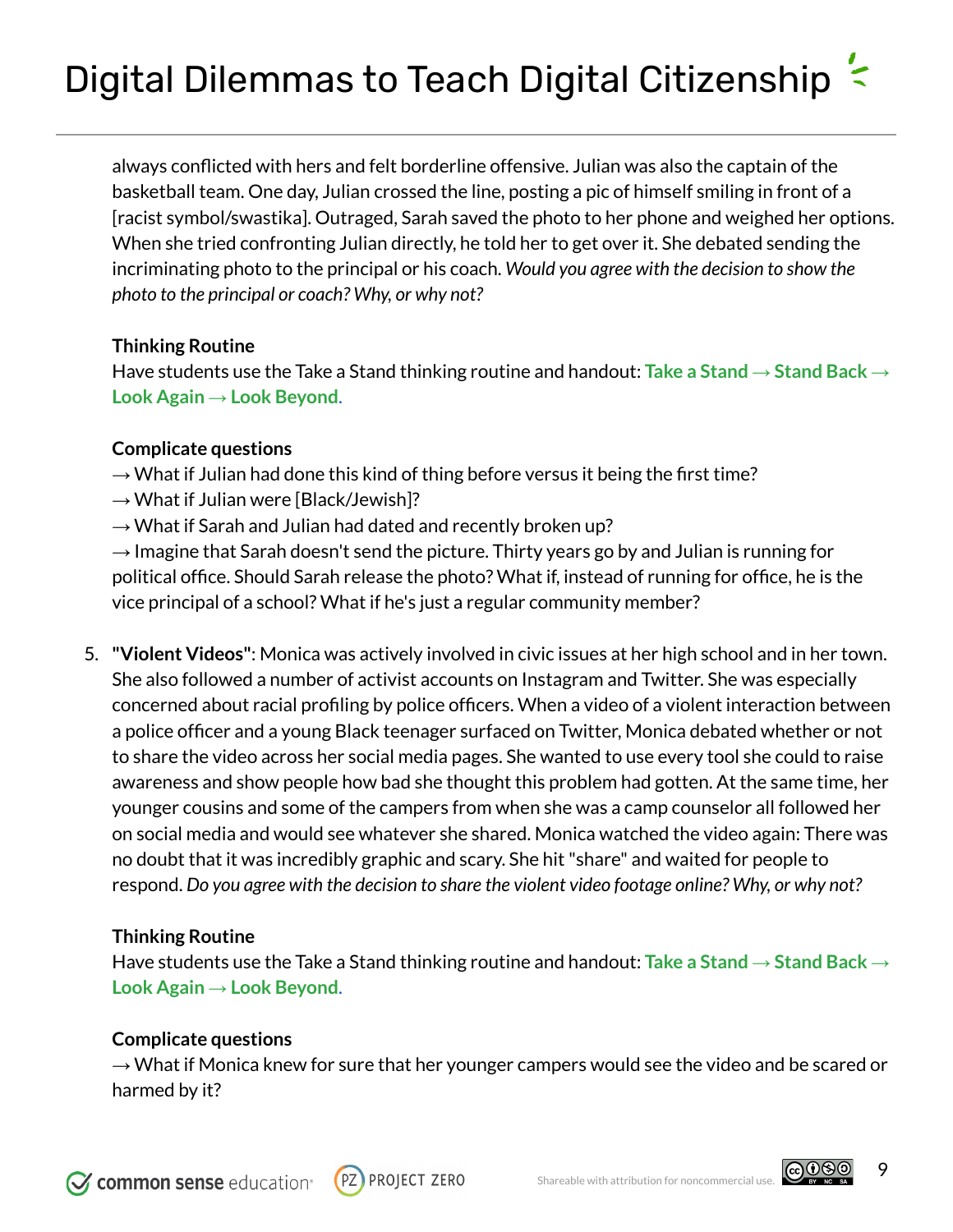always conflicted with hers and felt borderline offensive. Julian was also the captain of the basketball team. One day, Julian crossed the line, posting a pic of himself smiling in front of a [racist symbol/swastika]. Outraged, Sarah saved the photo to her phone and weighed her options. When she tried confronting Julian directly, he told her to get over it. She debated sending the incriminating photo to the principal or his coach. *Would you agree with the decision to show the photo to the principal or coach? Why, or why not?*

**Thinking Routine**
Have students use the Take a Stand thinking routine and handout: **Take a Stand → Stand Back → Look Again → Look Beyond**.

**Complicate questions**
→ What if Julian had done this kind of thing before versus it being the first time?
→ What if Julian were [Black/Jewish]?
→ What if Sarah and Julian had dated and recently broken up?
→ Imagine that Sarah doesn't send the picture. Thirty years go by and Julian is running for political office. Should Sarah release the photo? What if, instead of running for office, he is the vice principal of a school? What if he's just a regular community member?

5. **"Violent Videos"**: Monica was actively involved in civic issues at her high school and in her town. She also followed a number of activist accounts on Instagram and Twitter. She was especially concerned about racial profiling by police officers. When a video of a violent interaction between a police officer and a young Black teenager surfaced on Twitter, Monica debated whether or not to share the video across her social media pages. She wanted to use every tool she could to raise awareness and show people how bad she thought this problem had gotten. At the same time, her younger cousins and some of the campers from when she was a camp counselor all followed her on social media and would see whatever she shared. Monica watched the video again: There was no doubt that it was incredibly graphic and scary. She hit "share" and waited for people to respond. *Do you agree with the decision to share the violent video footage online? Why, or why not?*

   **Thinking Routine**
   Have students use the Take a Stand thinking routine and handout: **Take a Stand → Stand Back → Look Again → Look Beyond**.

   **Complicate questions**
   → What if Monica knew for sure that her younger campers would see the video and be scared or harmed by it?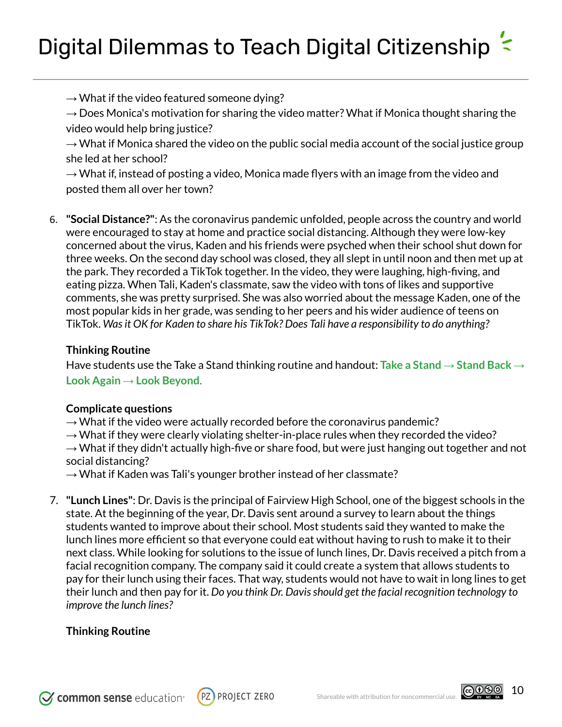→ What if the video featured someone dying?
→ Does Monica's motivation for sharing the video matter? What if Monica thought sharing the video would help bring justice?
→ What if Monica shared the video on the public social media account of the social justice group she led at her school?
→ What if, instead of posting a video, Monica made flyers with an image from the video and posted them all over her town?

6. **"Social Distance?"**: As the coronavirus pandemic unfolded, people across the country and world were encouraged to stay at home and practice social distancing. Although they were low-key concerned about the virus, Kaden and his friends were psyched when their school shut down for three weeks. On the second day school was closed, they all slept in until noon and then met up at the park. They recorded a TikTok together. In the video, they were laughing, high-fiving, and eating pizza. When Tali, Kaden's classmate, saw the video with tons of likes and supportive comments, she was pretty surprised. She was also worried about the message Kaden, one of the most popular kids in her grade, was sending to her peers and his wider audience of teens on TikTok. *Was it OK for Kaden to share his TikTok? Does Tali have a responsibility to do anything?*

   **Thinking Routine**
   Have students use the Take a Stand thinking routine and handout: **Take a Stand → Stand Back → Look Again → Look Beyond**.

   **Complicate questions**
   → What if the video were actually recorded before the coronavirus pandemic?
   → What if they were clearly violating shelter-in-place rules when they recorded the video?
   → What if they didn't actually high-five or share food, but were just hanging out together and not social distancing?
   → What if Kaden was Tali's younger brother instead of her classmate?

7. **"Lunch Lines"**: Dr. Davis is the principal of Fairview High School, one of the biggest schools in the state. At the beginning of the year, Dr. Davis sent around a survey to learn about the things students wanted to improve about their school. Most students said they wanted to make the lunch lines more efficient so that everyone could eat without having to rush to make it to their next class. While looking for solutions to the issue of lunch lines, Dr. Davis received a pitch from a facial recognition company. The company said it could create a system that allows students to pay for their lunch using their faces. That way, students would not have to wait in long lines to get their lunch and then pay for it. *Do you think Dr. Davis should get the facial recognition technology to improve the lunch lines?*

   **Thinking Routine**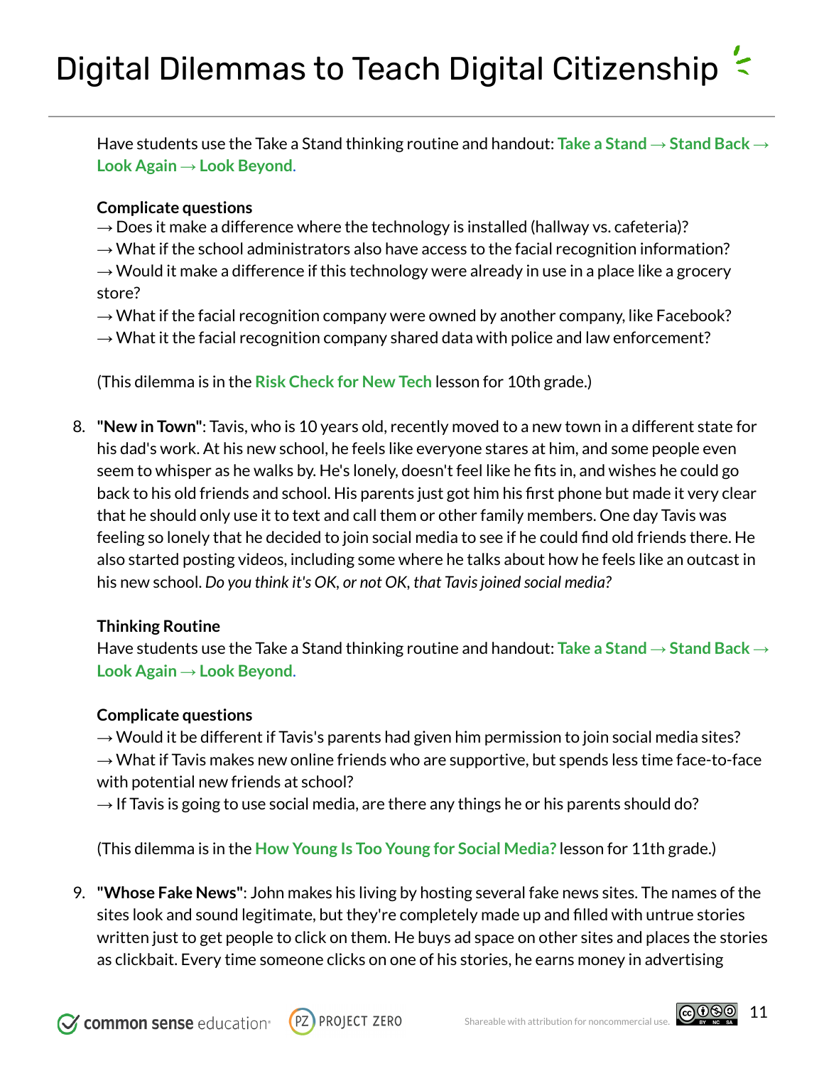Have students use the Take a Stand thinking routine and handout: **Take a Stand → Stand Back → Look Again → Look Beyond**.

**Complicate questions**

→ Does it make a difference where the technology is installed (hallway vs. cafeteria)?
→ What if the school administrators also have access to the facial recognition information?
→ Would it make a difference if this technology were already in use in a place like a grocery store?
→ What if the facial recognition company were owned by another company, like Facebook?
→ What it the facial recognition company shared data with police and law enforcement?

(This dilemma is in the **Risk Check for New Tech** lesson for 10th grade.)

8. **"New in Town"**: Tavis, who is 10 years old, recently moved to a new town in a different state for his dad's work. At his new school, he feels like everyone stares at him, and some people even seem to whisper as he walks by. He's lonely, doesn't feel like he fits in, and wishes he could go back to his old friends and school. His parents just got him his first phone but made it very clear that he should only use it to text and call them or other family members. One day Tavis was feeling so lonely that he decided to join social media to see if he could find old friends there. He also started posting videos, including some where he talks about how he feels like an outcast in his new school. *Do you think it's OK, or not OK, that Tavis joined social media?*

   **Thinking Routine**

   Have students use the Take a Stand thinking routine and handout: **Take a Stand → Stand Back → Look Again → Look Beyond**.

   **Complicate questions**

   → Would it be different if Tavis's parents had given him permission to join social media sites?
   → What if Tavis makes new online friends who are supportive, but spends less time face-to-face with potential new friends at school?
   → If Tavis is going to use social media, are there any things he or his parents should do?

   (This dilemma is in the **How Young Is Too Young for Social Media?** lesson for 11th grade.)

9. **"Whose Fake News"**: John makes his living by hosting several fake news sites. The names of the sites look and sound legitimate, but they're completely made up and filled with untrue stories written just to get people to click on them. He buys ad space on other sites and places the stories as clickbait. Every time someone clicks on one of his stories, he earns money in advertising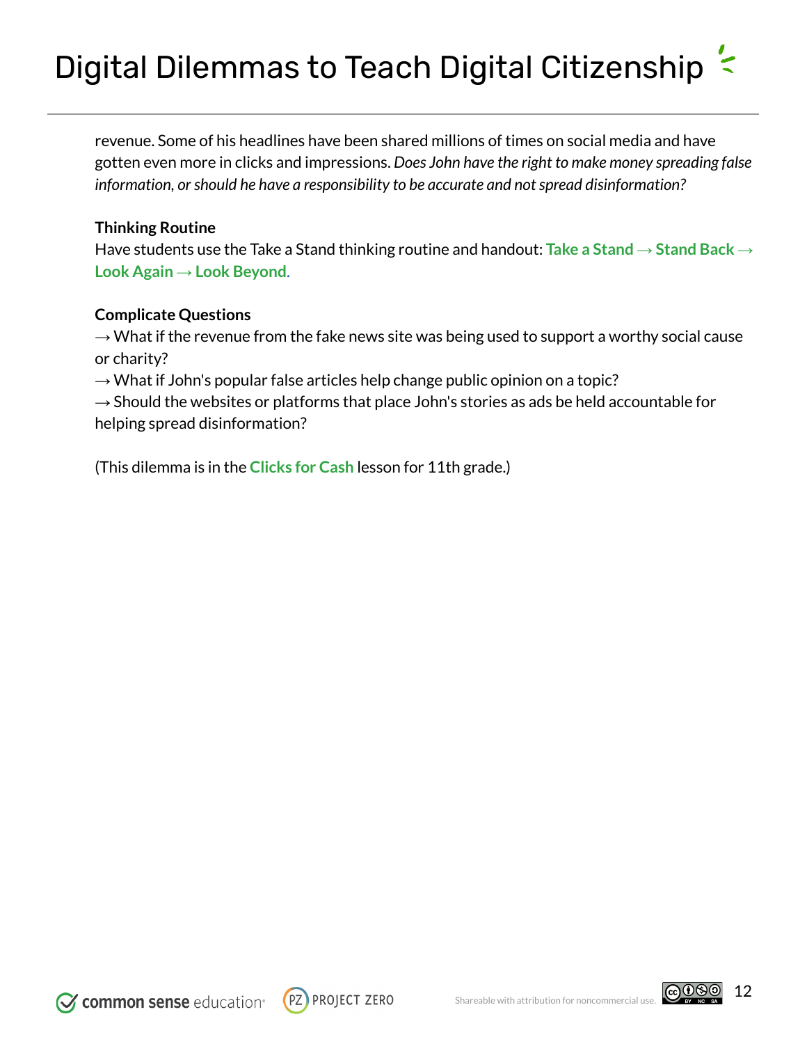revenue. Some of his headlines have been shared millions of times on social media and have gotten even more in clicks and impressions. *Does John have the right to make money spreading false information, or should he have a responsibility to be accurate and not spread disinformation?*

**Thinking Routine**

Have students use the Take a Stand thinking routine and handout: **Take a Stand → Stand Back → Look Again → Look Beyond**.

**Complicate Questions**

→ What if the revenue from the fake news site was being used to support a worthy social cause or charity?

→ What if John's popular false articles help change public opinion on a topic?

→ Should the websites or platforms that place John's stories as ads be held accountable for helping spread disinformation?

(This dilemma is in the **Clicks for Cash** lesson for 11th grade.)